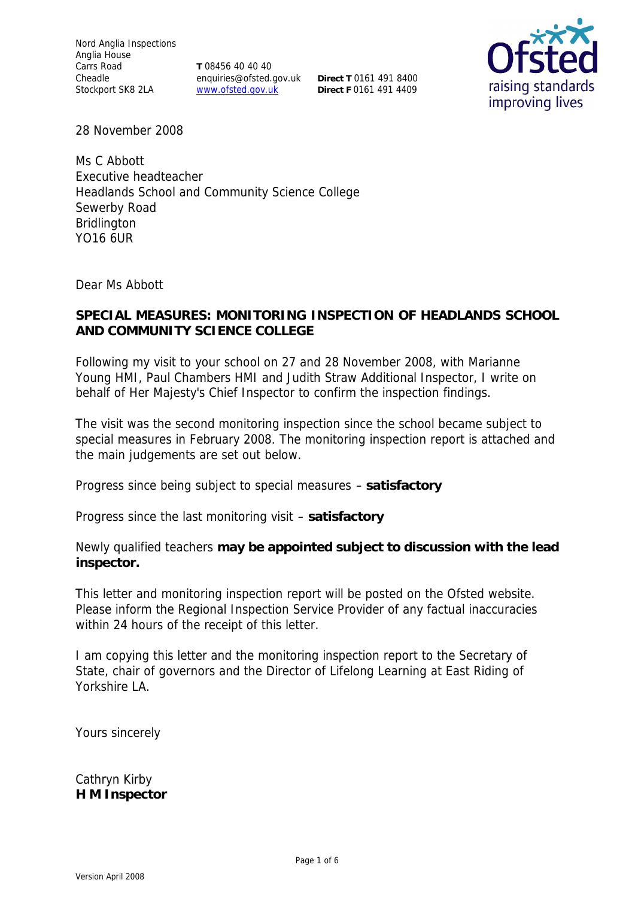Nord Anglia Inspections
Anglia House
Carrs Road
Cheadle
Stockport SK8 2LA

**T** 08456 40 40 40
enquiries@ofsted.gov.uk
www.ofsted.gov.uk

**Direct T** 0161 491 8400
**Direct F** 0161 491 4409

28 November 2008

Ms C Abbott
Executive headteacher
Headlands School and Community Science College
Sewerby Road
Bridlington
YO16 6UR

Dear Ms Abbott

**SPECIAL MEASURES: MONITORING INSPECTION OF HEADLANDS SCHOOL AND COMMUNITY SCIENCE COLLEGE**

Following my visit to your school on 27 and 28 November 2008, with Marianne Young HMI, Paul Chambers HMI and Judith Straw Additional Inspector, I write on behalf of Her Majesty's Chief Inspector to confirm the inspection findings.

The visit was the second monitoring inspection since the school became subject to special measures in February 2008. The monitoring inspection report is attached and the main judgements are set out below.

Progress since being subject to special measures – **satisfactory**

Progress since the last monitoring visit – **satisfactory**

Newly qualified teachers **may be appointed subject to discussion with the lead inspector.**

This letter and monitoring inspection report will be posted on the Ofsted website. Please inform the Regional Inspection Service Provider of any factual inaccuracies within 24 hours of the receipt of this letter.

I am copying this letter and the monitoring inspection report to the Secretary of State, chair of governors and the Director of Lifelong Learning at East Riding of Yorkshire LA.

Yours sincerely

Cathryn Kirby
**H M Inspector**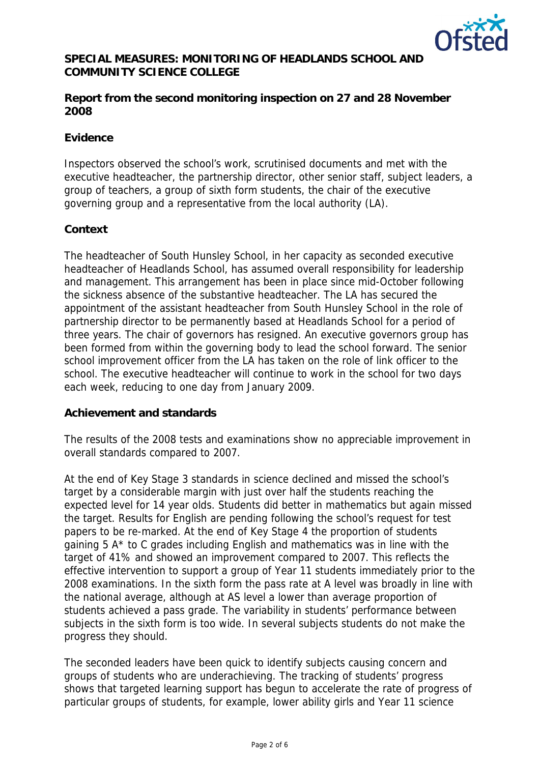**SPECIAL MEASURES: MONITORING OF HEADLANDS SCHOOL AND COMMUNITY SCIENCE COLLEGE**

**Report from the second monitoring inspection on 27 and 28 November 2008**

**Evidence**

Inspectors observed the school's work, scrutinised documents and met with the executive headteacher, the partnership director, other senior staff, subject leaders, a group of teachers, a group of sixth form students, the chair of the executive governing group and a representative from the local authority (LA).

**Context**

The headteacher of South Hunsley School, in her capacity as seconded executive headteacher of Headlands School, has assumed overall responsibility for leadership and management. This arrangement has been in place since mid-October following the sickness absence of the substantive headteacher. The LA has secured the appointment of the assistant headteacher from South Hunsley School in the role of partnership director to be permanently based at Headlands School for a period of three years. The chair of governors has resigned. An executive governors group has been formed from within the governing body to lead the school forward. The senior school improvement officer from the LA has taken on the role of link officer to the school. The executive headteacher will continue to work in the school for two days each week, reducing to one day from January 2009.

**Achievement and standards**

The results of the 2008 tests and examinations show no appreciable improvement in overall standards compared to 2007.

At the end of Key Stage 3 standards in science declined and missed the school's target by a considerable margin with just over half the students reaching the expected level for 14 year olds. Students did better in mathematics but again missed the target. Results for English are pending following the school's request for test papers to be re-marked. At the end of Key Stage 4 the proportion of students gaining 5 A* to C grades including English and mathematics was in line with the target of 41% and showed an improvement compared to 2007. This reflects the effective intervention to support a group of Year 11 students immediately prior to the 2008 examinations. In the sixth form the pass rate at A level was broadly in line with the national average, although at AS level a lower than average proportion of students achieved a pass grade. The variability in students' performance between subjects in the sixth form is too wide. In several subjects students do not make the progress they should.

The seconded leaders have been quick to identify subjects causing concern and groups of students who are underachieving. The tracking of students' progress shows that targeted learning support has begun to accelerate the rate of progress of particular groups of students, for example, lower ability girls and Year 11 science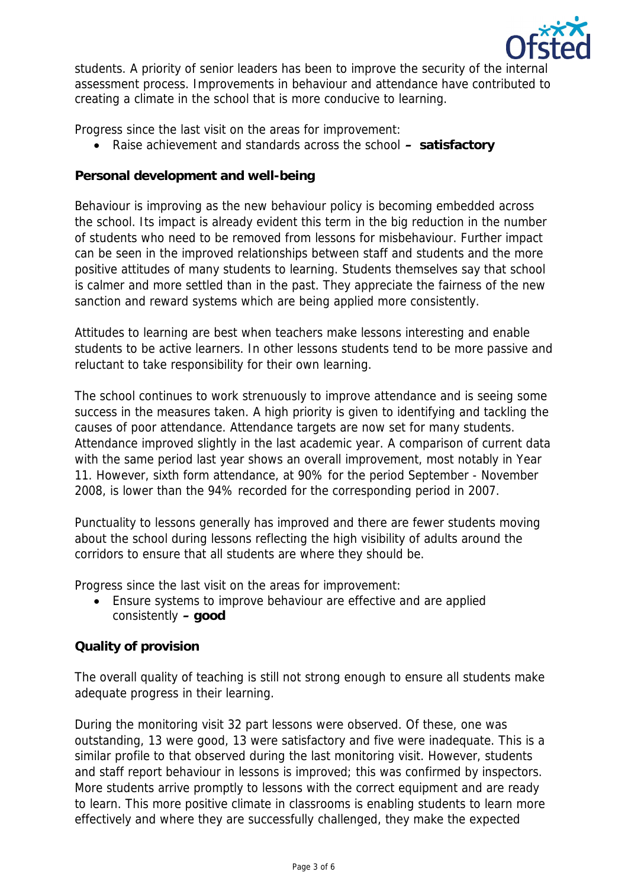students. A priority of senior leaders has been to improve the security of the internal assessment process. Improvements in behaviour and attendance have contributed to creating a climate in the school that is more conducive to learning.

Progress since the last visit on the areas for improvement:

- Raise achievement and standards across the school **– satisfactory**

**Personal development and well-being**

Behaviour is improving as the new behaviour policy is becoming embedded across the school. Its impact is already evident this term in the big reduction in the number of students who need to be removed from lessons for misbehaviour. Further impact can be seen in the improved relationships between staff and students and the more positive attitudes of many students to learning. Students themselves say that school is calmer and more settled than in the past. They appreciate the fairness of the new sanction and reward systems which are being applied more consistently.

Attitudes to learning are best when teachers make lessons interesting and enable students to be active learners. In other lessons students tend to be more passive and reluctant to take responsibility for their own learning.

The school continues to work strenuously to improve attendance and is seeing some success in the measures taken. A high priority is given to identifying and tackling the causes of poor attendance. Attendance targets are now set for many students. Attendance improved slightly in the last academic year. A comparison of current data with the same period last year shows an overall improvement, most notably in Year 11. However, sixth form attendance, at 90% for the period September - November 2008, is lower than the 94% recorded for the corresponding period in 2007.

Punctuality to lessons generally has improved and there are fewer students moving about the school during lessons reflecting the high visibility of adults around the corridors to ensure that all students are where they should be.

Progress since the last visit on the areas for improvement:

- Ensure systems to improve behaviour are effective and are applied consistently **– good**

**Quality of provision**

The overall quality of teaching is still not strong enough to ensure all students make adequate progress in their learning.

During the monitoring visit 32 part lessons were observed. Of these, one was outstanding, 13 were good, 13 were satisfactory and five were inadequate. This is a similar profile to that observed during the last monitoring visit. However, students and staff report behaviour in lessons is improved; this was confirmed by inspectors. More students arrive promptly to lessons with the correct equipment and are ready to learn. This more positive climate in classrooms is enabling students to learn more effectively and where they are successfully challenged, they make the expected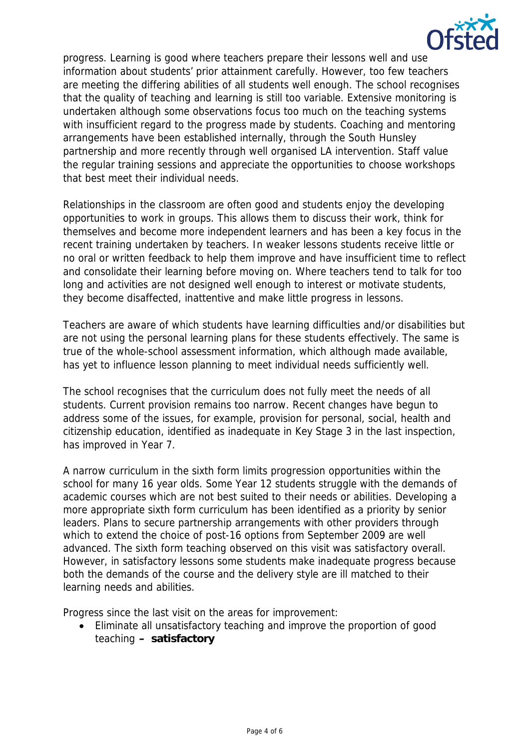progress. Learning is good where teachers prepare their lessons well and use information about students' prior attainment carefully. However, too few teachers are meeting the differing abilities of all students well enough. The school recognises that the quality of teaching and learning is still too variable. Extensive monitoring is undertaken although some observations focus too much on the teaching systems with insufficient regard to the progress made by students. Coaching and mentoring arrangements have been established internally, through the South Hunsley partnership and more recently through well organised LA intervention. Staff value the regular training sessions and appreciate the opportunities to choose workshops that best meet their individual needs.

Relationships in the classroom are often good and students enjoy the developing opportunities to work in groups. This allows them to discuss their work, think for themselves and become more independent learners and has been a key focus in the recent training undertaken by teachers. In weaker lessons students receive little or no oral or written feedback to help them improve and have insufficient time to reflect and consolidate their learning before moving on. Where teachers tend to talk for too long and activities are not designed well enough to interest or motivate students, they become disaffected, inattentive and make little progress in lessons.

Teachers are aware of which students have learning difficulties and/or disabilities but are not using the personal learning plans for these students effectively. The same is true of the whole-school assessment information, which although made available, has yet to influence lesson planning to meet individual needs sufficiently well.

The school recognises that the curriculum does not fully meet the needs of all students. Current provision remains too narrow. Recent changes have begun to address some of the issues, for example, provision for personal, social, health and citizenship education, identified as inadequate in Key Stage 3 in the last inspection, has improved in Year 7.

A narrow curriculum in the sixth form limits progression opportunities within the school for many 16 year olds. Some Year 12 students struggle with the demands of academic courses which are not best suited to their needs or abilities. Developing a more appropriate sixth form curriculum has been identified as a priority by senior leaders. Plans to secure partnership arrangements with other providers through which to extend the choice of post-16 options from September 2009 are well advanced. The sixth form teaching observed on this visit was satisfactory overall. However, in satisfactory lessons some students make inadequate progress because both the demands of the course and the delivery style are ill matched to their learning needs and abilities.

Progress since the last visit on the areas for improvement:

- Eliminate all unsatisfactory teaching and improve the proportion of good teaching **– satisfactory**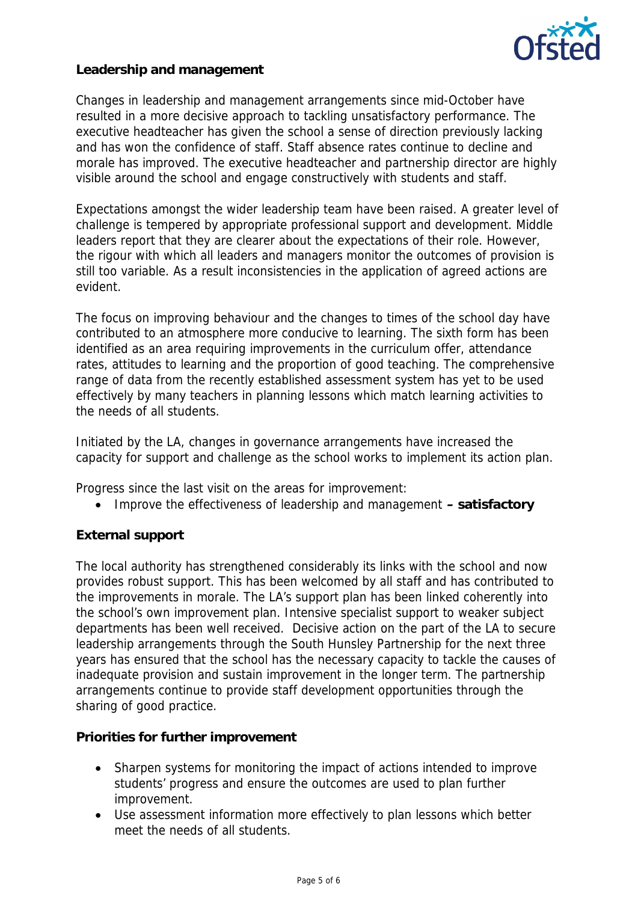## Leadership and management

Changes in leadership and management arrangements since mid-October have resulted in a more decisive approach to tackling unsatisfactory performance. The executive headteacher has given the school a sense of direction previously lacking and has won the confidence of staff. Staff absence rates continue to decline and morale has improved. The executive headteacher and partnership director are highly visible around the school and engage constructively with students and staff.

Expectations amongst the wider leadership team have been raised. A greater level of challenge is tempered by appropriate professional support and development. Middle leaders report that they are clearer about the expectations of their role. However, the rigour with which all leaders and managers monitor the outcomes of provision is still too variable. As a result inconsistencies in the application of agreed actions are evident.

The focus on improving behaviour and the changes to times of the school day have contributed to an atmosphere more conducive to learning. The sixth form has been identified as an area requiring improvements in the curriculum offer, attendance rates, attitudes to learning and the proportion of good teaching. The comprehensive range of data from the recently established assessment system has yet to be used effectively by many teachers in planning lessons which match learning activities to the needs of all students.

Initiated by the LA, changes in governance arrangements have increased the capacity for support and challenge as the school works to implement its action plan.

Progress since the last visit on the areas for improvement:

- Improve the effectiveness of leadership and management **– satisfactory**

## External support

The local authority has strengthened considerably its links with the school and now provides robust support. This has been welcomed by all staff and has contributed to the improvements in morale. The LA's support plan has been linked coherently into the school's own improvement plan. Intensive specialist support to weaker subject departments has been well received. Decisive action on the part of the LA to secure leadership arrangements through the South Hunsley Partnership for the next three years has ensured that the school has the necessary capacity to tackle the causes of inadequate provision and sustain improvement in the longer term. The partnership arrangements continue to provide staff development opportunities through the sharing of good practice.

## Priorities for further improvement

- Sharpen systems for monitoring the impact of actions intended to improve students' progress and ensure the outcomes are used to plan further improvement.
- Use assessment information more effectively to plan lessons which better meet the needs of all students.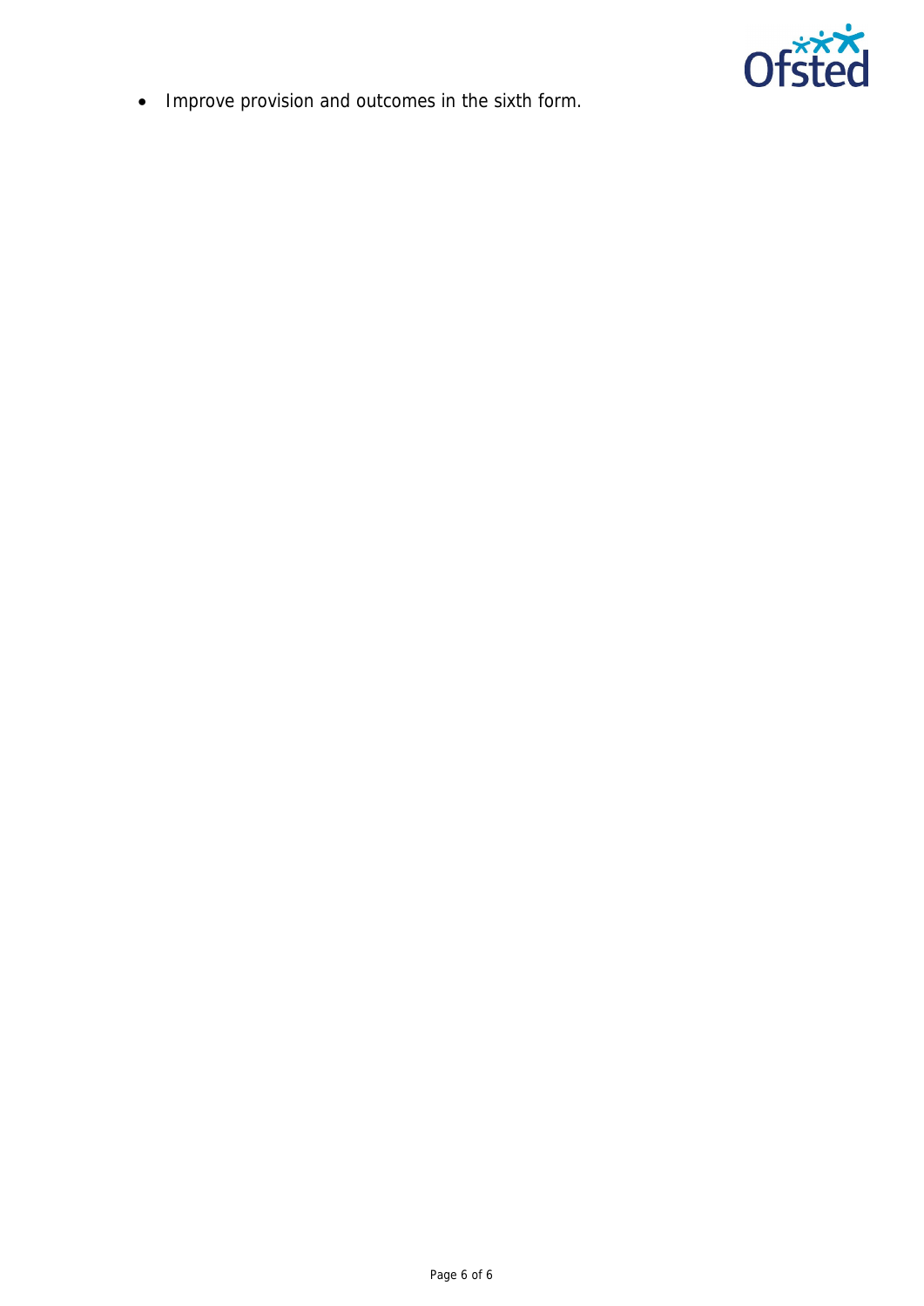- Improve provision and outcomes in the sixth form.